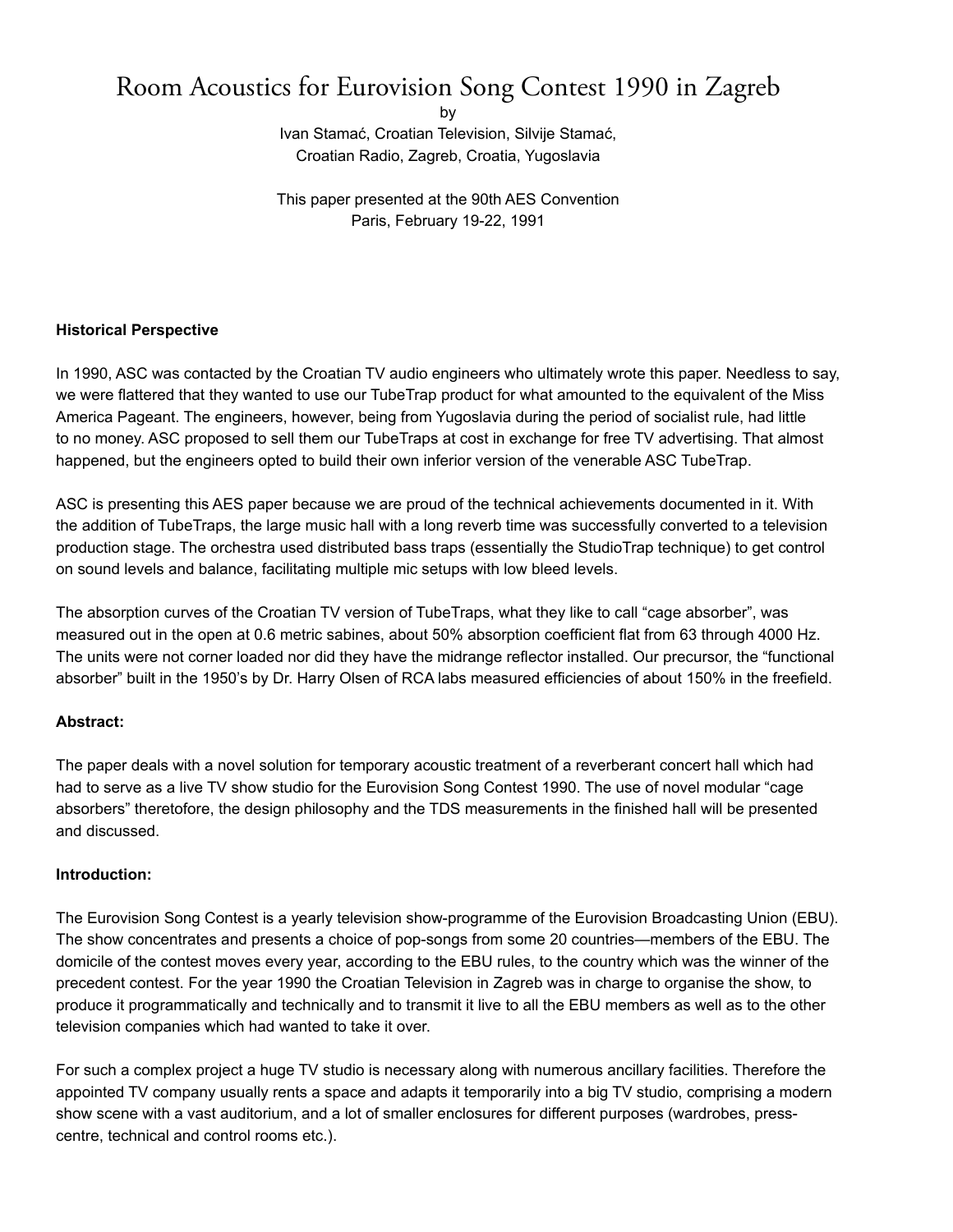# Room Acoustics for Eurovision Song Contest 1990 in Zagreb

by

Ivan Stamać, Croatian Television, Silvije Stamać, Croatian Radio, Zagreb, Croatia, Yugoslavia

This paper presented at the 90th AES Convention Paris, February 19-22, 1991

**Historical Perspective**

In 1990, ASC was contacted by the Croatian TV audio engineers who ultimately wrote this paper. Needless to say, we were flattered that they wanted to use our TubeTrap product for what amounted to the equivalent of the Miss America Pageant. The engineers, however, being from Yugoslavia during the period of socialist rule, had little to no money. ASC proposed to sell them our TubeTraps at cost in exchange for free TV advertising. That almost happened, but the engineers opted to build their own inferior version of the venerable ASC TubeTrap.

ASC is presenting this AES paper because we are proud of the technical achievements documented in it. With the addition of TubeTraps, the large music hall with a long reverb time was successfully converted to a television production stage. The orchestra used distributed bass traps (essentially the StudioTrap technique) to get control on sound levels and balance, facilitating multiple mic setups with low bleed levels.

The absorption curves of the Croatian TV version of TubeTraps, what they like to call "cage absorber", was measured out in the open at 0.6 metric sabines, about 50% absorption coefficient flat from 63 through 4000 Hz. The units were not corner loaded nor did they have the midrange reflector installed. Our precursor, the "functional absorber" built in the 1950's by Dr. Harry Olsen of RCA labs measured efficiencies of about 150% in the freefield.

**Abstract:**

The paper deals with a novel solution for temporary acoustic treatment of a reverberant concert hall which had had to serve as a live TV show studio for the Eurovision Song Contest 1990. The use of novel modular "cage absorbers" theretofore, the design philosophy and the TDS measurements in the finished hall will be presented and discussed.

**Introduction:**

The Eurovision Song Contest is a yearly television show-programme of the Eurovision Broadcasting Union (EBU). The show concentrates and presents a choice of pop-songs from some 20 countries—members of the EBU. The domicile of the contest moves every year, according to the EBU rules, to the country which was the winner of the precedent contest. For the year 1990 the Croatian Television in Zagreb was in charge to organise the show, to produce it programmatically and technically and to transmit it live to all the EBU members as well as to the other television companies which had wanted to take it over.

For such a complex project a huge TV studio is necessary along with numerous ancillary facilities. Therefore the appointed TV company usually rents a space and adapts it temporarily into a big TV studio, comprising a modern show scene with a vast auditorium, and a lot of smaller enclosures for different purposes (wardrobes, press-centre, technical and control rooms etc.).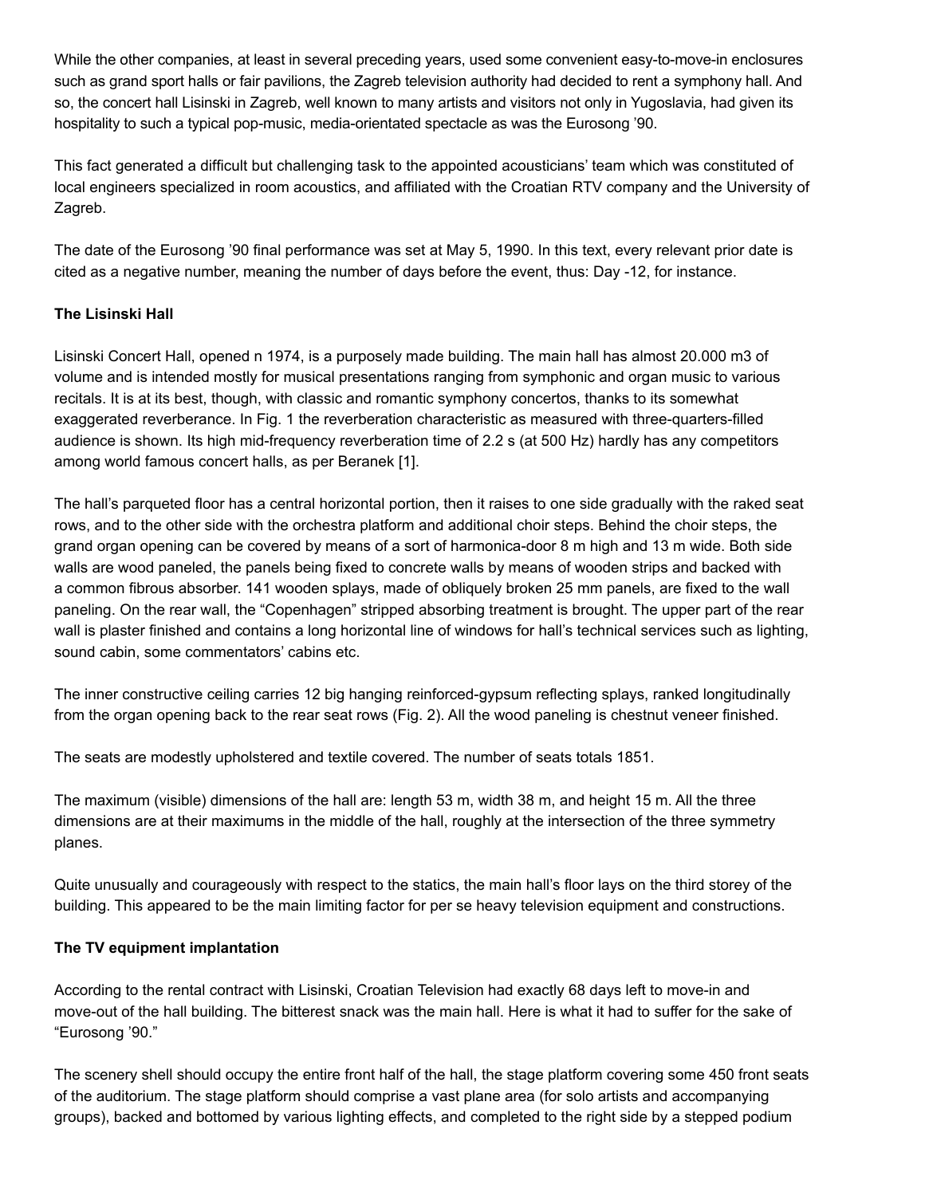While the other companies, at least in several preceding years, used some convenient easy-to-move-in enclosures such as grand sport halls or fair pavilions, the Zagreb television authority had decided to rent a symphony hall. And so, the concert hall Lisinski in Zagreb, well known to many artists and visitors not only in Yugoslavia, had given its hospitality to such a typical pop-music, media-orientated spectacle as was the Eurosong '90.

This fact generated a difficult but challenging task to the appointed acousticians' team which was constituted of local engineers specialized in room acoustics, and affiliated with the Croatian RTV company and the University of Zagreb.

The date of the Eurosong '90 final performance was set at May 5, 1990. In this text, every relevant prior date is cited as a negative number, meaning the number of days before the event, thus: Day -12, for instance.

**The Lisinski Hall**

Lisinski Concert Hall, opened n 1974, is a purposely made building. The main hall has almost 20.000 m3 of volume and is intended mostly for musical presentations ranging from symphonic and organ music to various recitals. It is at its best, though, with classic and romantic symphony concertos, thanks to its somewhat exaggerated reverberance. In Fig. 1 the reverberation characteristic as measured with three-quarters-filled audience is shown. Its high mid-frequency reverberation time of 2.2 s (at 500 Hz) hardly has any competitors among world famous concert halls, as per Beranek [1].

The hall's parqueted floor has a central horizontal portion, then it raises to one side gradually with the raked seat rows, and to the other side with the orchestra platform and additional choir steps. Behind the choir steps, the grand organ opening can be covered by means of a sort of harmonica-door 8 m high and 13 m wide. Both side walls are wood paneled, the panels being fixed to concrete walls by means of wooden strips and backed with a common fibrous absorber. 141 wooden splays, made of obliquely broken 25 mm panels, are fixed to the wall paneling. On the rear wall, the "Copenhagen" stripped absorbing treatment is brought. The upper part of the rear wall is plaster finished and contains a long horizontal line of windows for hall's technical services such as lighting, sound cabin, some commentators' cabins etc.

The inner constructive ceiling carries 12 big hanging reinforced-gypsum reflecting splays, ranked longitudinally from the organ opening back to the rear seat rows (Fig. 2). All the wood paneling is chestnut veneer finished.

The seats are modestly upholstered and textile covered. The number of seats totals 1851.

The maximum (visible) dimensions of the hall are: length 53 m, width 38 m, and height 15 m. All the three dimensions are at their maximums in the middle of the hall, roughly at the intersection of the three symmetry planes.

Quite unusually and courageously with respect to the statics, the main hall's floor lays on the third storey of the building. This appeared to be the main limiting factor for per se heavy television equipment and constructions.

**The TV equipment implantation**

According to the rental contract with Lisinski, Croatian Television had exactly 68 days left to move-in and move-out of the hall building. The bitterest snack was the main hall. Here is what it had to suffer for the sake of "Eurosong '90."

The scenery shell should occupy the entire front half of the hall, the stage platform covering some 450 front seats of the auditorium. The stage platform should comprise a vast plane area (for solo artists and accompanying groups), backed and bottomed by various lighting effects, and completed to the right side by a stepped podium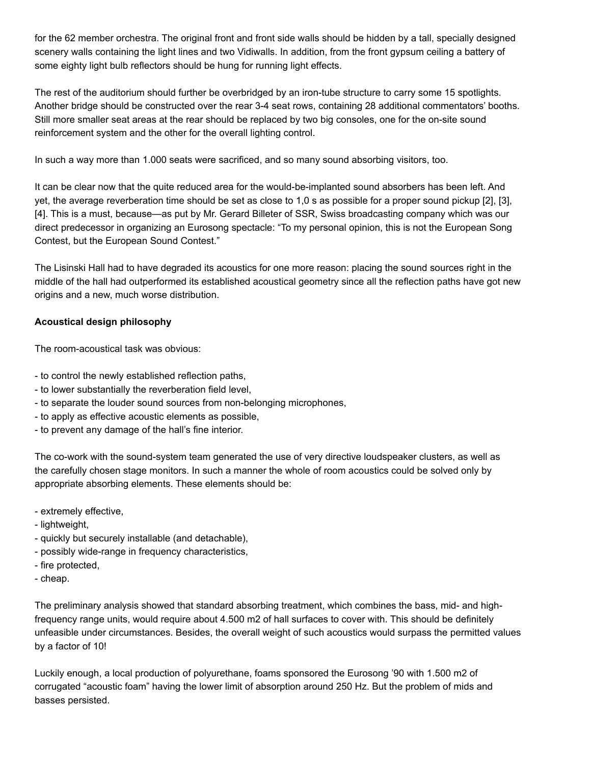for the 62 member orchestra. The original front and front side walls should be hidden by a tall, specially designed scenery walls containing the light lines and two Vidiwalls. In addition, from the front gypsum ceiling a battery of some eighty light bulb reflectors should be hung for running light effects.

The rest of the auditorium should further be overbridged by an iron-tube structure to carry some 15 spotlights. Another bridge should be constructed over the rear 3-4 seat rows, containing 28 additional commentators' booths. Still more smaller seat areas at the rear should be replaced by two big consoles, one for the on-site sound reinforcement system and the other for the overall lighting control.

In such a way more than 1.000 seats were sacrificed, and so many sound absorbing visitors, too.

It can be clear now that the quite reduced area for the would-be-implanted sound absorbers has been left. And yet, the average reverberation time should be set as close to 1,0 s as possible for a proper sound pickup [2], [3], [4]. This is a must, because—as put by Mr. Gerard Billeter of SSR, Swiss broadcasting company which was our direct predecessor in organizing an Eurosong spectacle: "To my personal opinion, this is not the European Song Contest, but the European Sound Contest."

The Lisinski Hall had to have degraded its acoustics for one more reason: placing the sound sources right in the middle of the hall had outperformed its established acoustical geometry since all the reflection paths have got new origins and a new, much worse distribution.

**Acoustical design philosophy**

The room-acoustical task was obvious:

- to control the newly established reflection paths,
- to lower substantially the reverberation field level,
- to separate the louder sound sources from non-belonging microphones,
- to apply as effective acoustic elements as possible,
- to prevent any damage of the hall's fine interior.

The co-work with the sound-system team generated the use of very directive loudspeaker clusters, as well as the carefully chosen stage monitors. In such a manner the whole of room acoustics could be solved only by appropriate absorbing elements. These elements should be:

- extremely effective,
- lightweight,
- quickly but securely installable (and detachable),
- possibly wide-range in frequency characteristics,
- fire protected,
- cheap.

The preliminary analysis showed that standard absorbing treatment, which combines the bass, mid- and high-frequency range units, would require about 4.500 m2 of hall surfaces to cover with. This should be definitely unfeasible under circumstances. Besides, the overall weight of such acoustics would surpass the permitted values by a factor of 10!

Luckily enough, a local production of polyurethane, foams sponsored the Eurosong '90 with 1.500 m2 of corrugated "acoustic foam" having the lower limit of absorption around 250 Hz. But the problem of mids and basses persisted.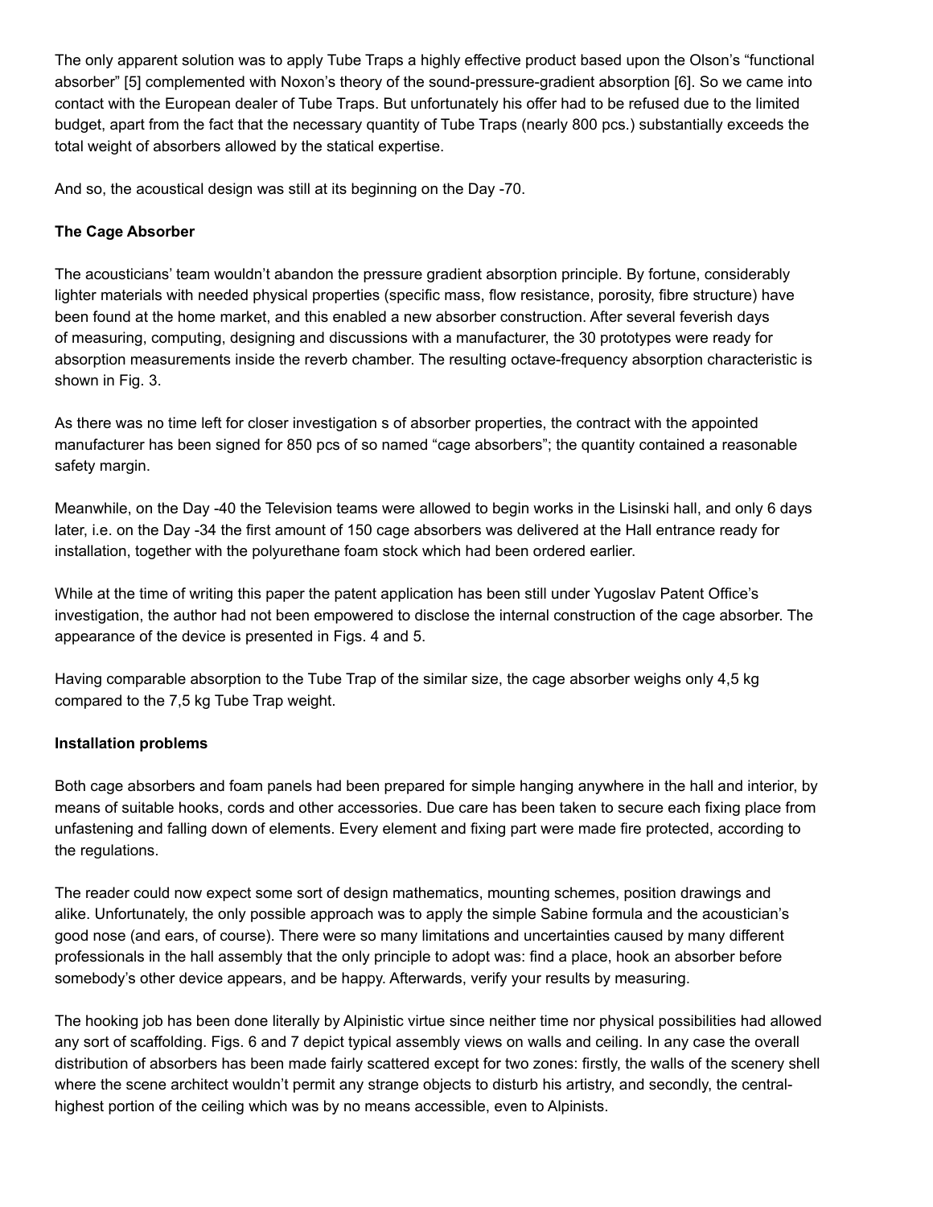The only apparent solution was to apply Tube Traps a highly effective product based upon the Olson's "functional absorber" [5] complemented with Noxon's theory of the sound-pressure-gradient absorption [6]. So we came into contact with the European dealer of Tube Traps. But unfortunately his offer had to be refused due to the limited budget, apart from the fact that the necessary quantity of Tube Traps (nearly 800 pcs.) substantially exceeds the total weight of absorbers allowed by the statical expertise.

And so, the acoustical design was still at its beginning on the Day -70.

**The Cage Absorber**

The acousticians' team wouldn't abandon the pressure gradient absorption principle. By fortune, considerably lighter materials with needed physical properties (specific mass, flow resistance, porosity, fibre structure) have been found at the home market, and this enabled a new absorber construction. After several feverish days of measuring, computing, designing and discussions with a manufacturer, the 30 prototypes were ready for absorption measurements inside the reverb chamber. The resulting octave-frequency absorption characteristic is shown in Fig. 3.

As there was no time left for closer investigation s of absorber properties, the contract with the appointed manufacturer has been signed for 850 pcs of so named "cage absorbers"; the quantity contained a reasonable safety margin.

Meanwhile, on the Day -40 the Television teams were allowed to begin works in the Lisinski hall, and only 6 days later, i.e. on the Day -34 the first amount of 150 cage absorbers was delivered at the Hall entrance ready for installation, together with the polyurethane foam stock which had been ordered earlier.

While at the time of writing this paper the patent application has been still under Yugoslav Patent Office's investigation, the author had not been empowered to disclose the internal construction of the cage absorber. The appearance of the device is presented in Figs. 4 and 5.

Having comparable absorption to the Tube Trap of the similar size, the cage absorber weighs only 4,5 kg compared to the 7,5 kg Tube Trap weight.

**Installation problems**

Both cage absorbers and foam panels had been prepared for simple hanging anywhere in the hall and interior, by means of suitable hooks, cords and other accessories. Due care has been taken to secure each fixing place from unfastening and falling down of elements. Every element and fixing part were made fire protected, according to the regulations.

The reader could now expect some sort of design mathematics, mounting schemes, position drawings and alike. Unfortunately, the only possible approach was to apply the simple Sabine formula and the acoustician's good nose (and ears, of course). There were so many limitations and uncertainties caused by many different professionals in the hall assembly that the only principle to adopt was: find a place, hook an absorber before somebody's other device appears, and be happy. Afterwards, verify your results by measuring.

The hooking job has been done literally by Alpinistic virtue since neither time nor physical possibilities had allowed any sort of scaffolding. Figs. 6 and 7 depict typical assembly views on walls and ceiling. In any case the overall distribution of absorbers has been made fairly scattered except for two zones: firstly, the walls of the scenery shell where the scene architect wouldn't permit any strange objects to disturb his artistry, and secondly, the central-highest portion of the ceiling which was by no means accessible, even to Alpinists.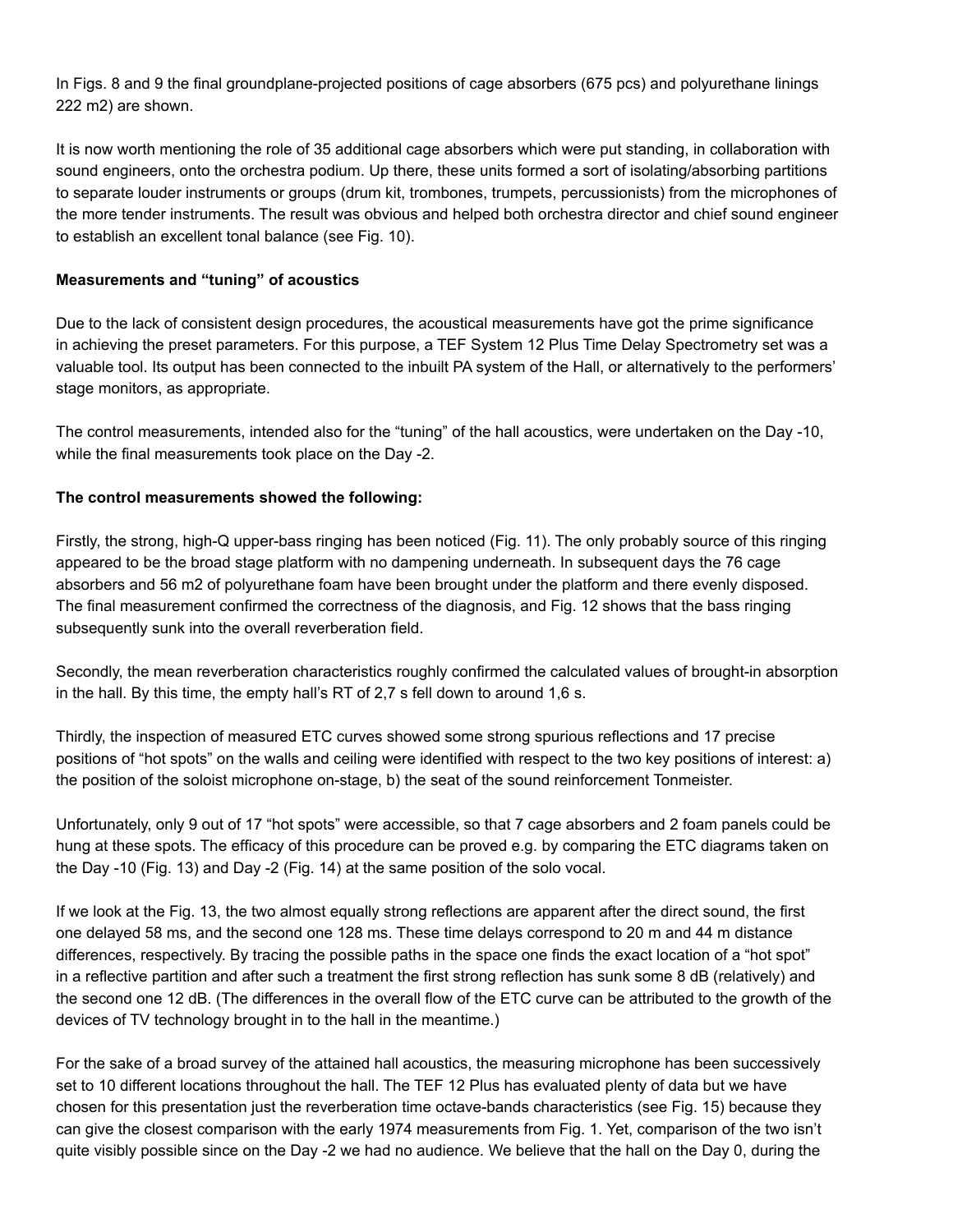In Figs. 8 and 9 the final groundplane-projected positions of cage absorbers (675 pcs) and polyurethane linings 222 m2) are shown.

It is now worth mentioning the role of 35 additional cage absorbers which were put standing, in collaboration with sound engineers, onto the orchestra podium. Up there, these units formed a sort of isolating/absorbing partitions to separate louder instruments or groups (drum kit, trombones, trumpets, percussionists) from the microphones of the more tender instruments. The result was obvious and helped both orchestra director and chief sound engineer to establish an excellent tonal balance (see Fig. 10).

**Measurements and "tuning" of acoustics**

Due to the lack of consistent design procedures, the acoustical measurements have got the prime significance in achieving the preset parameters. For this purpose, a TEF System 12 Plus Time Delay Spectrometry set was a valuable tool. Its output has been connected to the inbuilt PA system of the Hall, or alternatively to the performers' stage monitors, as appropriate.

The control measurements, intended also for the "tuning" of the hall acoustics, were undertaken on the Day -10, while the final measurements took place on the Day -2.

**The control measurements showed the following:**

Firstly, the strong, high-Q upper-bass ringing has been noticed (Fig. 11). The only probably source of this ringing appeared to be the broad stage platform with no dampening underneath. In subsequent days the 76 cage absorbers and 56 m2 of polyurethane foam have been brought under the platform and there evenly disposed. The final measurement confirmed the correctness of the diagnosis, and Fig. 12 shows that the bass ringing subsequently sunk into the overall reverberation field.

Secondly, the mean reverberation characteristics roughly confirmed the calculated values of brought-in absorption in the hall. By this time, the empty hall's RT of 2,7 s fell down to around 1,6 s.

Thirdly, the inspection of measured ETC curves showed some strong spurious reflections and 17 precise positions of "hot spots" on the walls and ceiling were identified with respect to the two key positions of interest: a) the position of the soloist microphone on-stage, b) the seat of the sound reinforcement Tonmeister.

Unfortunately, only 9 out of 17 "hot spots" were accessible, so that 7 cage absorbers and 2 foam panels could be hung at these spots. The efficacy of this procedure can be proved e.g. by comparing the ETC diagrams taken on the Day -10 (Fig. 13) and Day -2 (Fig. 14) at the same position of the solo vocal.

If we look at the Fig. 13, the two almost equally strong reflections are apparent after the direct sound, the first one delayed 58 ms, and the second one 128 ms. These time delays correspond to 20 m and 44 m distance differences, respectively. By tracing the possible paths in the space one finds the exact location of a "hot spot" in a reflective partition and after such a treatment the first strong reflection has sunk some 8 dB (relatively) and the second one 12 dB. (The differences in the overall flow of the ETC curve can be attributed to the growth of the devices of TV technology brought in to the hall in the meantime.)

For the sake of a broad survey of the attained hall acoustics, the measuring microphone has been successively set to 10 different locations throughout the hall. The TEF 12 Plus has evaluated plenty of data but we have chosen for this presentation just the reverberation time octave-bands characteristics (see Fig. 15) because they can give the closest comparison with the early 1974 measurements from Fig. 1. Yet, comparison of the two isn't quite visibly possible since on the Day -2 we had no audience. We believe that the hall on the Day 0, during the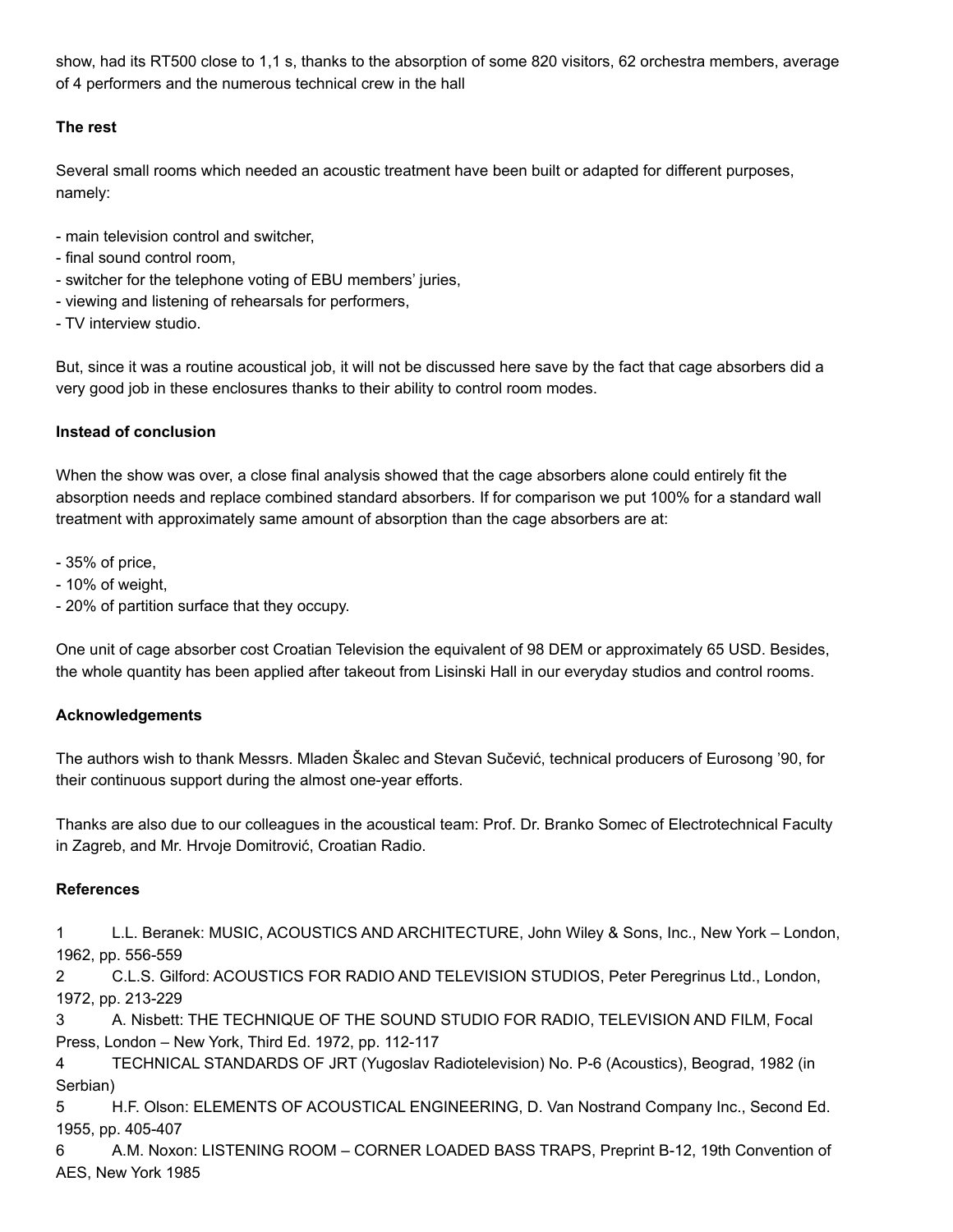show, had its RT500 close to 1,1 s, thanks to the absorption of some 820 visitors, 62 orchestra members, average of 4 performers and the numerous technical crew in the hall

**The rest**

Several small rooms which needed an acoustic treatment have been built or adapted for different purposes, namely:

- main television control and switcher,
- final sound control room,
- switcher for the telephone voting of EBU members' juries,
- viewing and listening of rehearsals for performers,
- TV interview studio.

But, since it was a routine acoustical job, it will not be discussed here save by the fact that cage absorbers did a very good job in these enclosures thanks to their ability to control room modes.

**Instead of conclusion**

When the show was over, a close final analysis showed that the cage absorbers alone could entirely fit the absorption needs and replace combined standard absorbers. If for comparison we put 100% for a standard wall treatment with approximately same amount of absorption than the cage absorbers are at:

- 35% of price,
- 10% of weight,
- 20% of partition surface that they occupy.

One unit of cage absorber cost Croatian Television the equivalent of 98 DEM or approximately 65 USD. Besides, the whole quantity has been applied after takeout from Lisinski Hall in our everyday studios and control rooms.

**Acknowledgements**

The authors wish to thank Messrs. Mladen Škalec and Stevan Sučević, technical producers of Eurosong '90, for their continuous support during the almost one-year efforts.

Thanks are also due to our colleagues in the acoustical team: Prof. Dr. Branko Somec of Electrotechnical Faculty in Zagreb, and Mr. Hrvoje Domitrović, Croatian Radio.

**References**

1 L.L. Beranek: MUSIC, ACOUSTICS AND ARCHITECTURE, John Wiley & Sons, Inc., New York – London, 1962, pp. 556-559

2 C.L.S. Gilford: ACOUSTICS FOR RADIO AND TELEVISION STUDIOS, Peter Peregrinus Ltd., London, 1972, pp. 213-229

3 A. Nisbett: THE TECHNIQUE OF THE SOUND STUDIO FOR RADIO, TELEVISION AND FILM, Focal Press, London – New York, Third Ed. 1972, pp. 112-117

4 TECHNICAL STANDARDS OF JRT (Yugoslav Radiotelevision) No. P-6 (Acoustics), Beograd, 1982 (in Serbian)

5 H.F. Olson: ELEMENTS OF ACOUSTICAL ENGINEERING, D. Van Nostrand Company Inc., Second Ed. 1955, pp. 405-407

6 A.M. Noxon: LISTENING ROOM – CORNER LOADED BASS TRAPS, Preprint B-12, 19th Convention of AES, New York 1985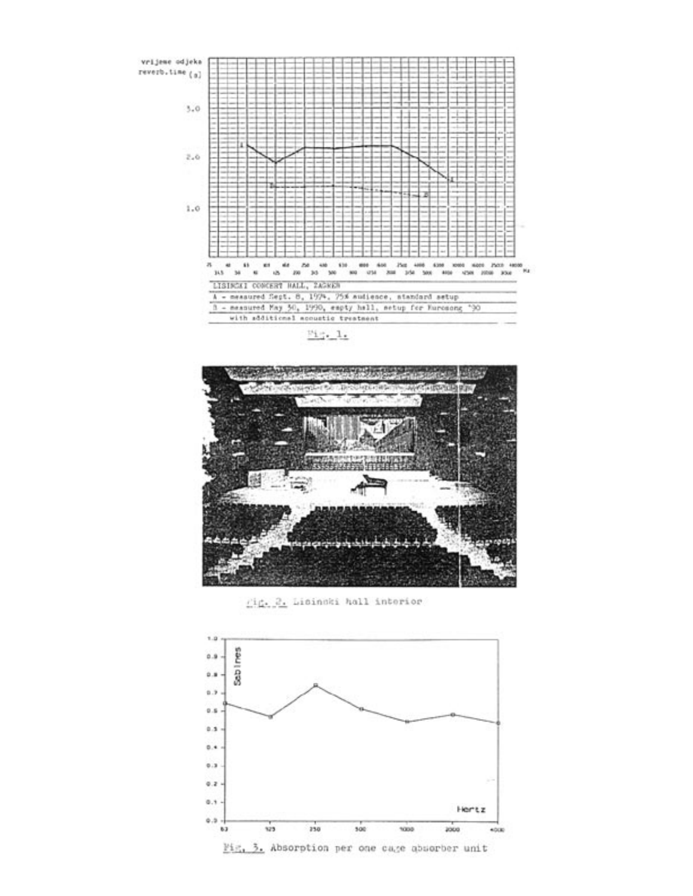LISINSKI CONCERT HALL, ZAGREB

A - measured Sept. 8, 1974, 75% audience, standard setup

B - measured May 30, 1990, empty hall, setup for Eurosong '90 with additional acoustic treatment

Fig. 1.

Fig. 2. Lisinski hall interior

Fig. 3. Absorption per one cage absorber unit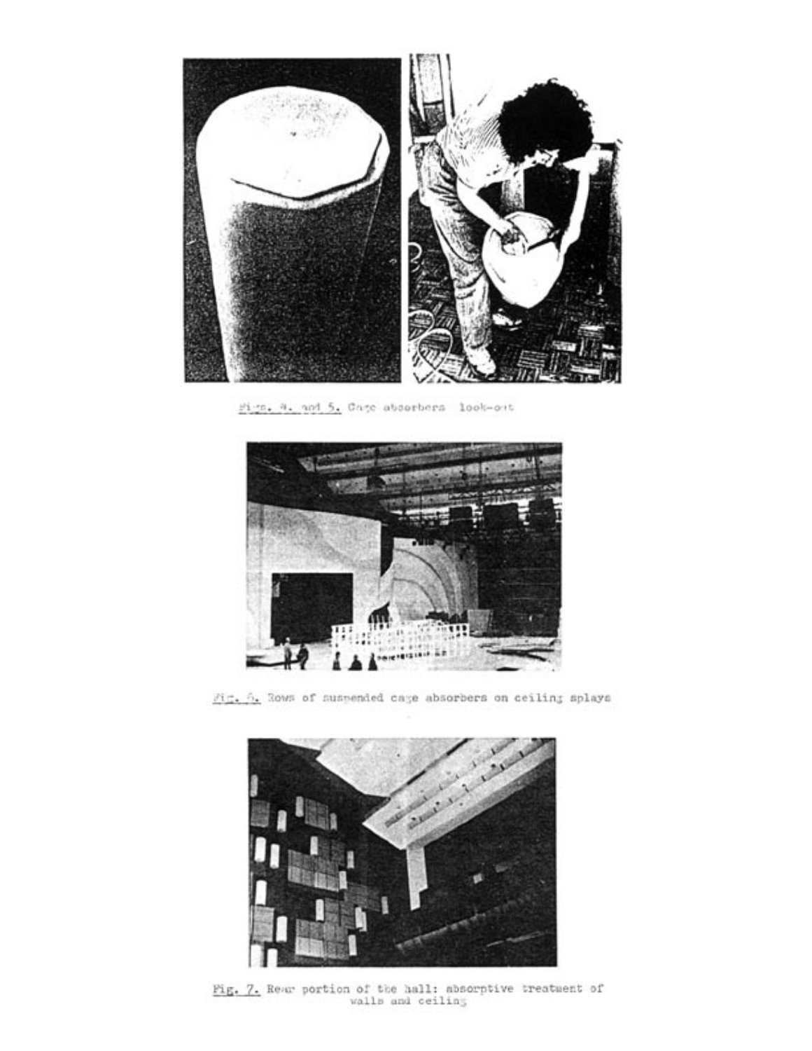Figs. 4. and 5. Cage absorbers look-out

Fig. 6. Rows of suspended cage absorbers on ceiling splays

Fig. 7. Rear portion of the hall: absorptive treatment of walls and ceiling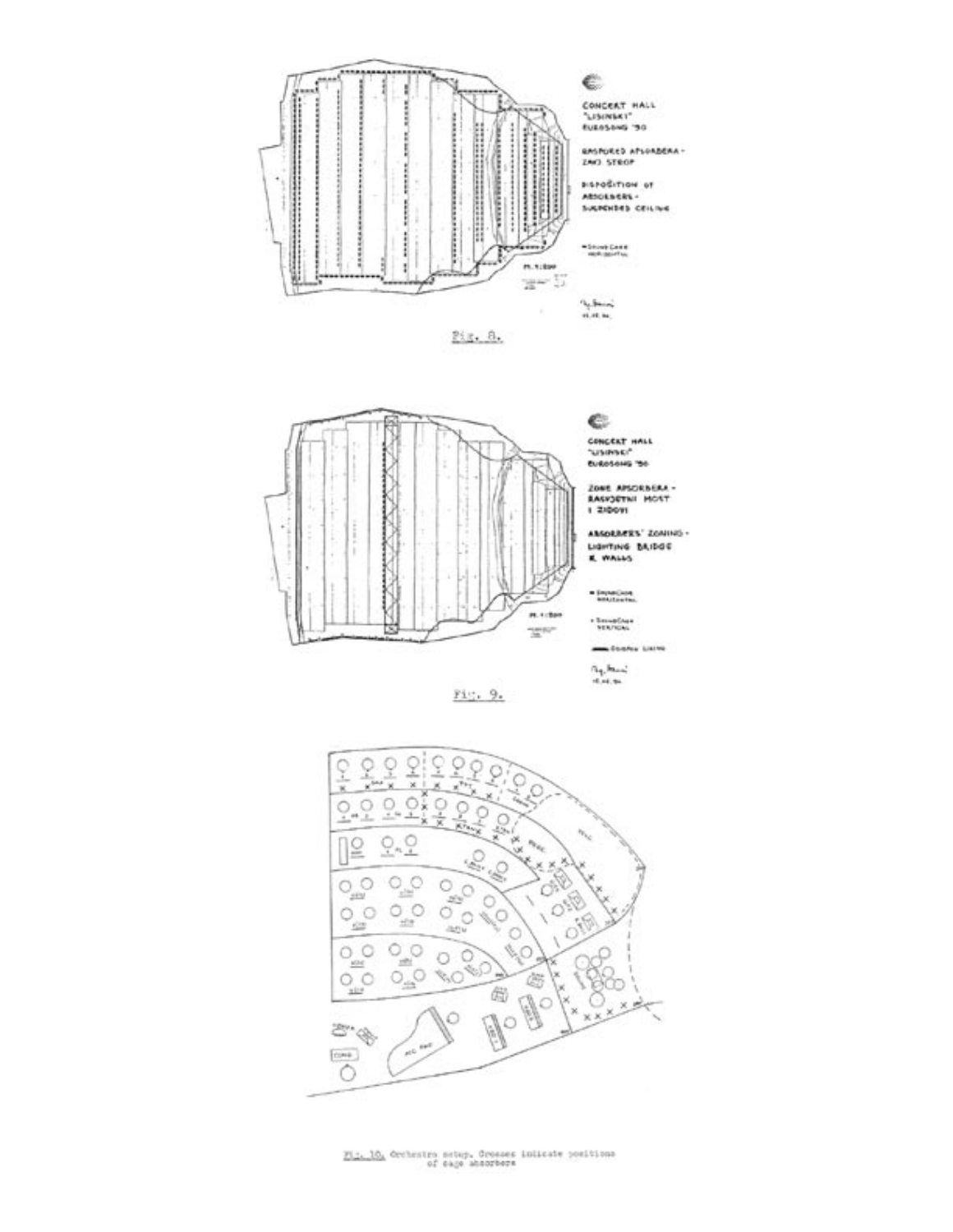CONCERT HALL "LISINSKI" EUROSONG '90

RASPORED APSORBERA - ZAVJ. STROP

DISPOSITION OF ABSORBERS - SUSPENDED CEILING

Fig. 8.

CONCERT HALL "LISINSKI" EUROSONG '90

ZONE APSORBERA - RASVJETNI MOST I ZIDOVI

ABSORBERS' ZONING - LIGHTING BRIDGE & WALLS

Fig. 9.

Fig. 10. Orchestra setup. Crosses indicate positions of cage absorbers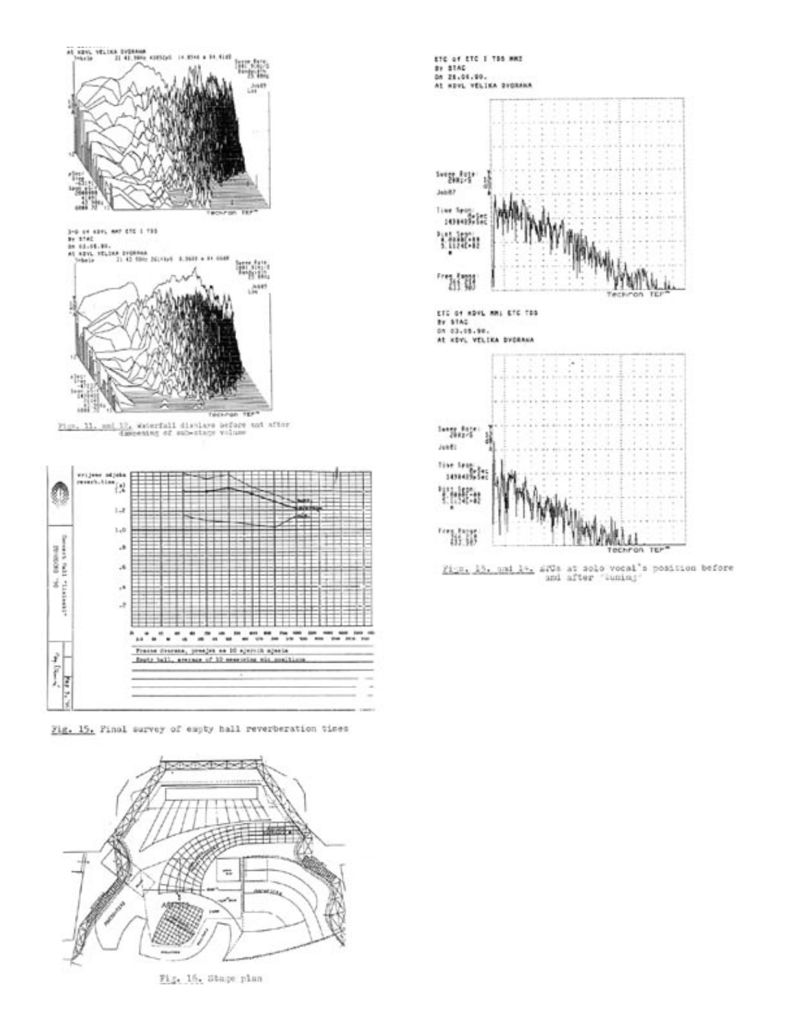Figs. 11. and 12. waterfall displays before and after dampening of sub-stage volume

ETC of ETC I TDS MM2

By STAC

On 26.04.90.

At KDVL VELIKA DVORANA

ETC OF KDVL MM1 ETC TDS

By STAC

On 03.05.90.

At KDVL VELIKA DVORANA

Figs. 13. and 14. ETCs at solo vocal's position before and after 'tuning'

Fig. 15. Final survey of empty hall reverberation times

Fig. 16. Stage plan